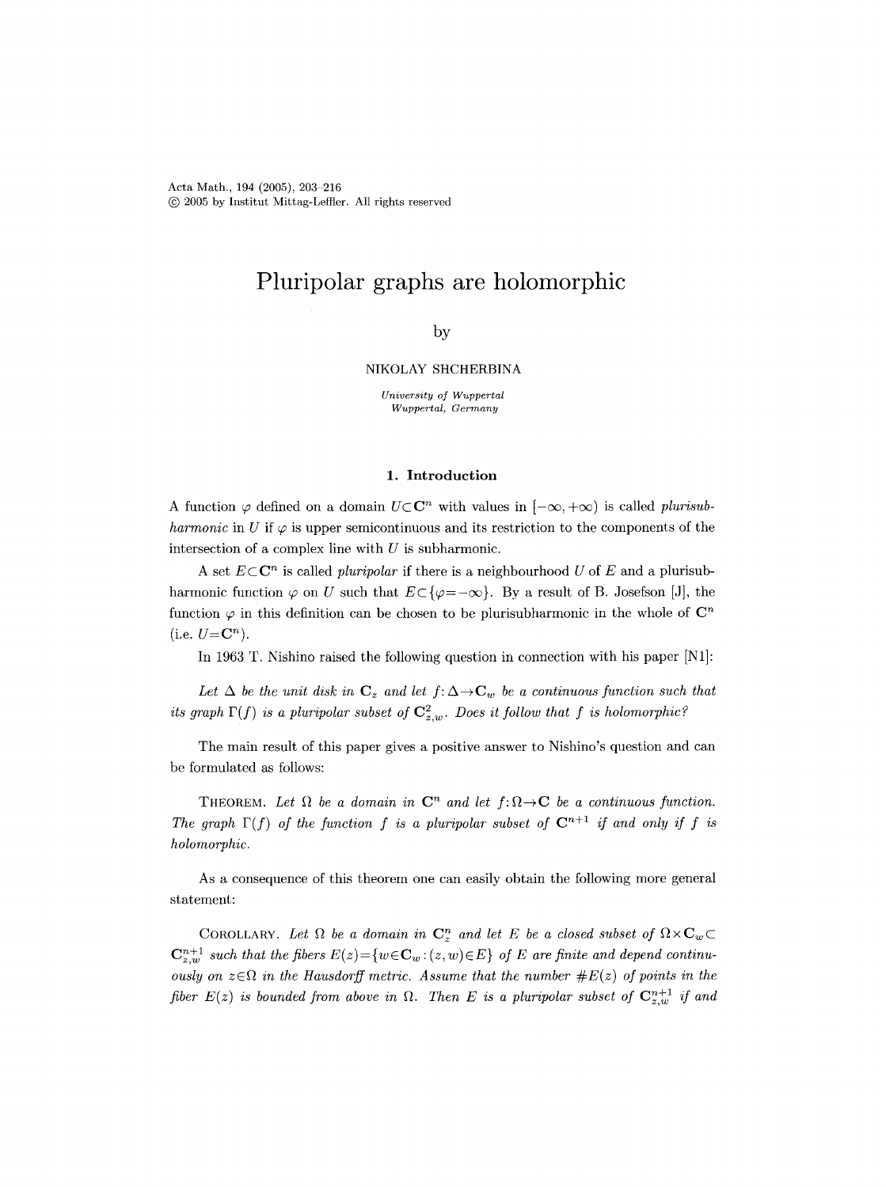# Pluripolar graphs are holomorphic

by

NIKOLAY SHCHERBINA

*University of Wuppertal*
*Wuppertal, Germany*

## 1. Introduction

A function $\varphi$ defined on a domain $U \subset \mathbf{C}^n$ with values in $[-\infty, +\infty)$ is called *plurisubharmonic* in $U$ if $\varphi$ is upper semicontinuous and its restriction to the components of the intersection of a complex line with $U$ is subharmonic.

A set $E \subset \mathbf{C}^n$ is called *pluripolar* if there is a neighbourhood $U$ of $E$ and a plurisubharmonic function $\varphi$ on $U$ such that $E \subset \{\varphi = -\infty\}$. By a result of B. Josefson [J], the function $\varphi$ in this definition can be chosen to be plurisubharmonic in the whole of $\mathbf{C}^n$ (i.e. $U = \mathbf{C}^n$).

In 1963 T. Nishino raised the following question in connection with his paper [N1]:

*Let $\Delta$ be the unit disk in $\mathbf{C}_z$ and let $f: \Delta \to \mathbf{C}_w$ be a continuous function such that its graph $\Gamma(f)$ is a pluripolar subset of $\mathbf{C}^2_{z,w}$. Does it follow that $f$ is holomorphic?*

The main result of this paper gives a positive answer to Nishino's question and can be formulated as follows:

THEOREM. *Let $\Omega$ be a domain in $\mathbf{C}^n$ and let $f: \Omega \to \mathbf{C}$ be a continuous function. The graph $\Gamma(f)$ of the function $f$ is a pluripolar subset of $\mathbf{C}^{n+1}$ if and only if $f$ is holomorphic.*

As a consequence of this theorem one can easily obtain the following more general statement:

COROLLARY. *Let $\Omega$ be a domain in $\mathbf{C}^n_z$ and let $E$ be a closed subset of $\Omega \times \mathbf{C}_w \subset \mathbf{C}^{n+1}_{z,w}$ such that the fibers $E(z) = \{w \in \mathbf{C}_w : (z, w) \in E\}$ of $E$ are finite and depend continuously on $z \in \Omega$ in the Hausdorff metric. Assume that the number $\#E(z)$ of points in the fiber $E(z)$ is bounded from above in $\Omega$. Then $E$ is a pluripolar subset of $\mathbf{C}^{n+1}_{z,w}$ if and*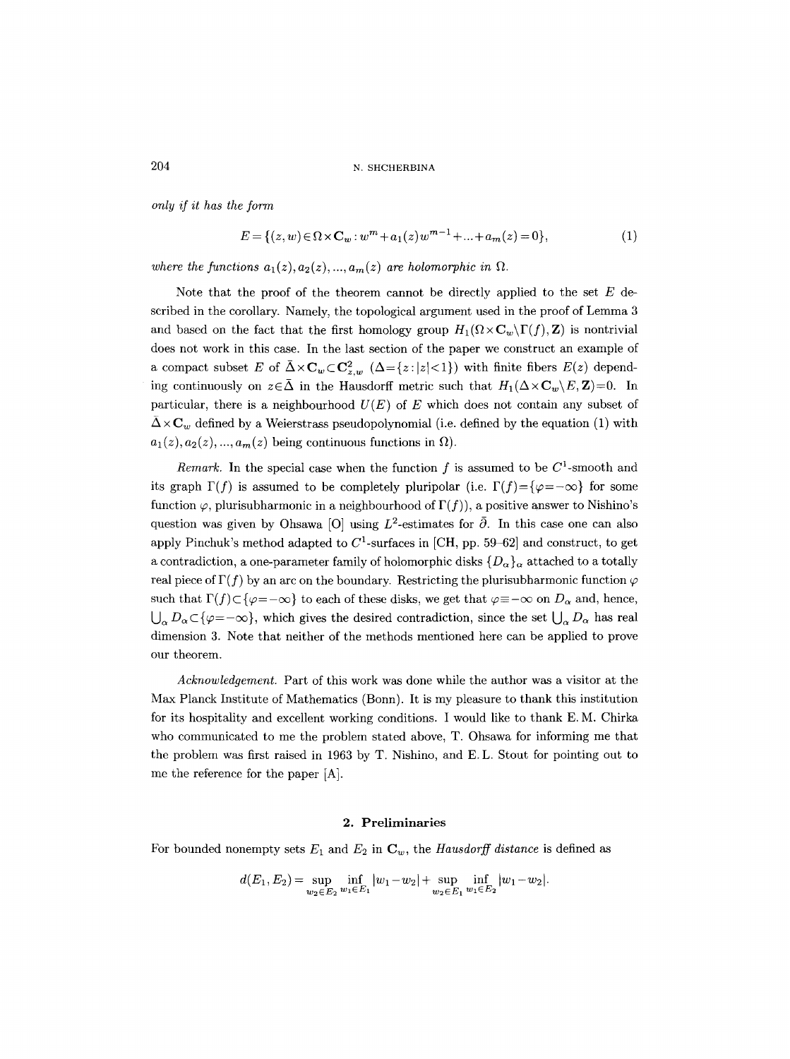*only if it has the form*

$$E = \{(z,w) \in \Omega \times \mathbf{C}_w : w^m + a_1(z)w^{m-1} + \ldots + a_m(z) = 0\}, \tag{1}$$

*where the functions $a_1(z), a_2(z), \ldots, a_m(z)$ are holomorphic in $\Omega$.*

Note that the proof of the theorem cannot be directly applied to the set $E$ described in the corollary. Namely, the topological argument used in the proof of Lemma 3 and based on the fact that the first homology group $H_1(\Omega \times \mathbf{C}_w \setminus \Gamma(f), \mathbf{Z})$ is nontrivial does not work in this case. In the last section of the paper we construct an example of a compact subset $E$ of $\bar{\Delta} \times \mathbf{C}_w \subset \mathbf{C}^2_{z,w}$ ($\Delta = \{z : |z| < 1\}$) with finite fibers $E(z)$ depending continuously on $z \in \bar{\Delta}$ in the Hausdorff metric such that $H_1(\Delta \times \mathbf{C}_w \setminus E, \mathbf{Z}) = 0$. In particular, there is a neighbourhood $U(E)$ of $E$ which does not contain any subset of $\bar{\Delta} \times \mathbf{C}_w$ defined by a Weierstrass pseudopolynomial (i.e. defined by the equation (1) with $a_1(z), a_2(z), \ldots, a_m(z)$ being continuous functions in $\Omega$).

*Remark.* In the special case when the function $f$ is assumed to be $C^1$-smooth and its graph $\Gamma(f)$ is assumed to be completely pluripolar (i.e. $\Gamma(f) = \{\varphi = -\infty\}$ for some function $\varphi$, plurisubharmonic in a neighbourhood of $\Gamma(f)$), a positive answer to Nishino's question was given by Ohsawa [O] using $L^2$-estimates for $\bar{\partial}$. In this case one can also apply Pinchuk's method adapted to $C^1$-surfaces in [CH, pp. 59–62] and construct, to get a contradiction, a one-parameter family of holomorphic disks $\{D_\alpha\}_\alpha$ attached to a totally real piece of $\Gamma(f)$ by an arc on the boundary. Restricting the plurisubharmonic function $\varphi$ such that $\Gamma(f) \subset \{\varphi = -\infty\}$ to each of these disks, we get that $\varphi \equiv -\infty$ on $D_\alpha$ and, hence, $\bigcup_\alpha D_\alpha \subset \{\varphi = -\infty\}$, which gives the desired contradiction, since the set $\bigcup_\alpha D_\alpha$ has real dimension 3. Note that neither of the methods mentioned here can be applied to prove our theorem.

*Acknowledgement.* Part of this work was done while the author was a visitor at the Max Planck Institute of Mathematics (Bonn). It is my pleasure to thank this institution for its hospitality and excellent working conditions. I would like to thank E. M. Chirka who communicated to me the problem stated above, T. Ohsawa for informing me that the problem was first raised in 1963 by T. Nishino, and E. L. Stout for pointing out to me the reference for the paper [A].

## 2. Preliminaries

For bounded nonempty sets $E_1$ and $E_2$ in $\mathbf{C}_w$, the *Hausdorff distance* is defined as

$$d(E_1, E_2) = \sup_{w_2 \in E_2} \inf_{w_1 \in E_1} |w_1 - w_2| + \sup_{w_2 \in E_1} \inf_{w_1 \in E_2} |w_1 - w_2|.$$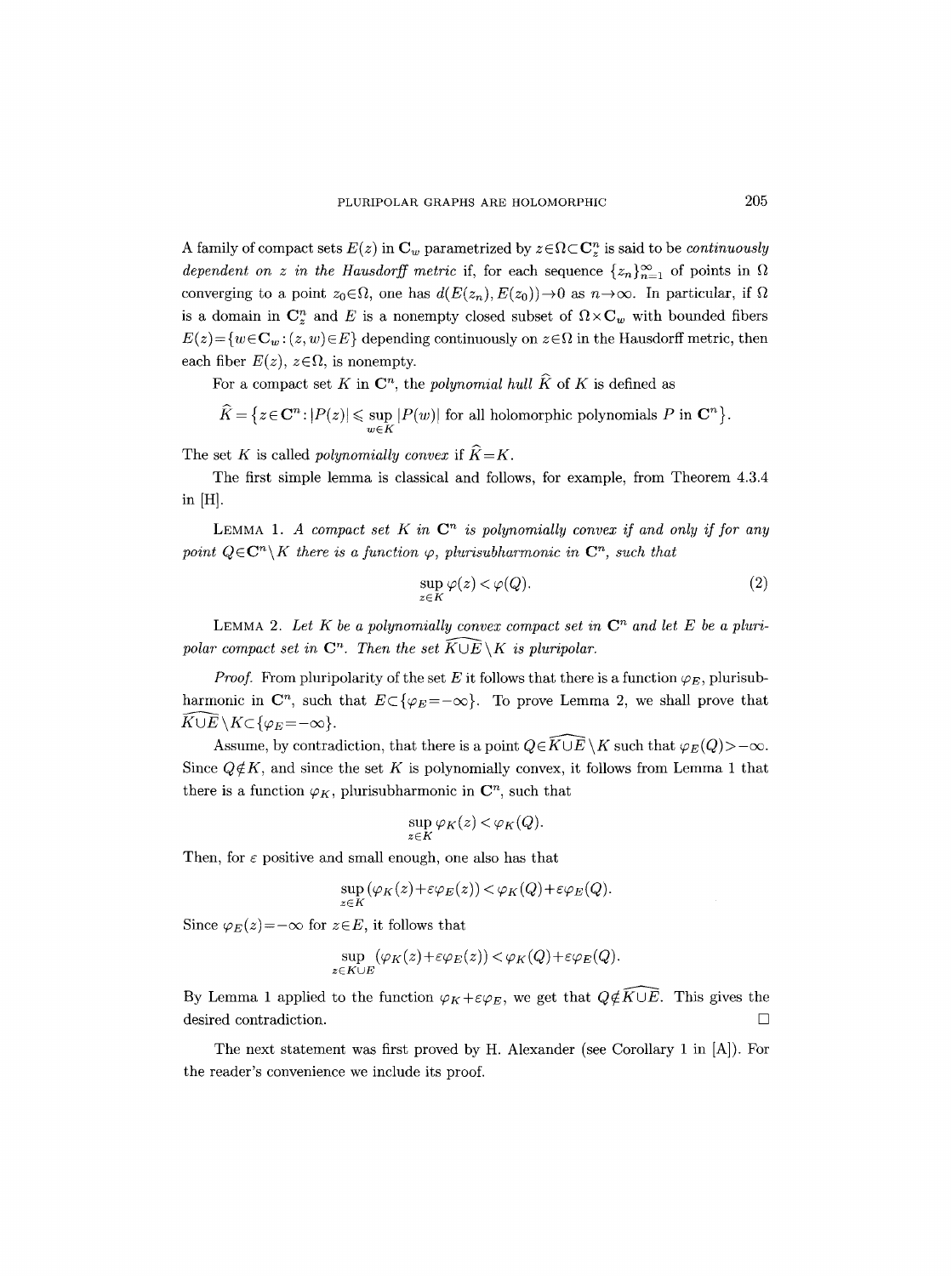A family of compact sets $E(z)$ in $\mathbf{C}_w$ parametrized by $z \in \Omega \subset \mathbf{C}_z^n$ is said to be *continuously dependent on $z$ in the Hausdorff metric* if, for each sequence $\{z_n\}_{n=1}^{\infty}$ of points in $\Omega$ converging to a point $z_0 \in \Omega$, one has $d(E(z_n), E(z_0)) \to 0$ as $n \to \infty$. In particular, if $\Omega$ is a domain in $\mathbf{C}_z^n$ and $E$ is a nonempty closed subset of $\Omega \times \mathbf{C}_w$ with bounded fibers $E(z) = \{w \in \mathbf{C}_w : (z, w) \in E\}$ depending continuously on $z \in \Omega$ in the Hausdorff metric, then each fiber $E(z)$, $z \in \Omega$, is nonempty.

For a compact set $K$ in $\mathbf{C}^n$, the *polynomial hull* $\widehat{K}$ of $K$ is defined as

$$\widehat{K} = \{z \in \mathbf{C}^n : |P(z)| \leqslant \sup_{w \in K} |P(w)| \text{ for all holomorphic polynomials } P \text{ in } \mathbf{C}^n\}.$$

The set $K$ is called *polynomially convex* if $\widehat{K} = K$.

The first simple lemma is classical and follows, for example, from Theorem 4.3.4 in [H].

LEMMA 1. *A compact set $K$ in $\mathbf{C}^n$ is polynomially convex if and only if for any point $Q \in \mathbf{C}^n \setminus K$ there is a function $\varphi$, plurisubharmonic in $\mathbf{C}^n$, such that*

$$\sup_{z \in K} \varphi(z) < \varphi(Q). \tag{2}$$

LEMMA 2. *Let $K$ be a polynomially convex compact set in $\mathbf{C}^n$ and let $E$ be a pluripolar compact set in $\mathbf{C}^n$. Then the set $\widehat{K \cup E} \setminus K$ is pluripolar.*

*Proof.* From pluripolarity of the set $E$ it follows that there is a function $\varphi_E$, plurisubharmonic in $\mathbf{C}^n$, such that $E \subset \{\varphi_E = -\infty\}$. To prove Lemma 2, we shall prove that $\widehat{K \cup E} \setminus K \subset \{\varphi_E = -\infty\}$.

Assume, by contradiction, that there is a point $Q \in \widehat{K \cup E} \setminus K$ such that $\varphi_E(Q) > -\infty$. Since $Q \notin K$, and since the set $K$ is polynomially convex, it follows from Lemma 1 that there is a function $\varphi_K$, plurisubharmonic in $\mathbf{C}^n$, such that

$$\sup_{z \in K} \varphi_K(z) < \varphi_K(Q).$$

Then, for $\varepsilon$ positive and small enough, one also has that

$$\sup_{z \in K} (\varphi_K(z) + \varepsilon \varphi_E(z)) < \varphi_K(Q) + \varepsilon \varphi_E(Q).$$

Since $\varphi_E(z) = -\infty$ for $z \in E$, it follows that

$$\sup_{z \in K \cup E} (\varphi_K(z) + \varepsilon \varphi_E(z)) < \varphi_K(Q) + \varepsilon \varphi_E(Q).$$

By Lemma 1 applied to the function $\varphi_K + \varepsilon \varphi_E$, we get that $Q \notin \widehat{K \cup E}$. This gives the desired contradiction. $\square$

The next statement was first proved by H. Alexander (see Corollary 1 in [A]). For the reader's convenience we include its proof.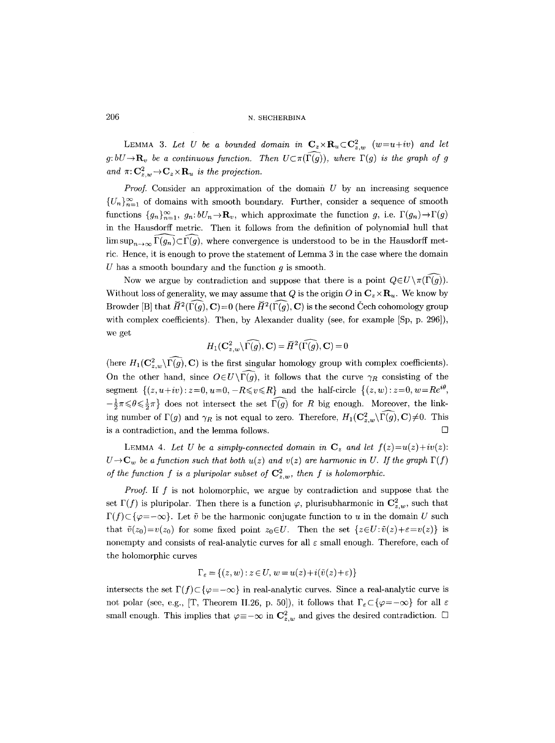LEMMA 3. *Let $U$ be a bounded domain in $\mathbf{C}_z \times \mathbf{R}_u \subset \mathbf{C}^2_{z,w}$ $(w=u+iv)$ and let $g: bU \to \mathbf{R}_v$ be a continuous function. Then $U \subset \pi(\widehat{\Gamma(g)})$, where $\Gamma(g)$ is the graph of $g$ and $\pi: \mathbf{C}^2_{z,w} \to \mathbf{C}_z \times \mathbf{R}_u$ is the projection.*

*Proof.* Consider an approximation of the domain $U$ by an increasing sequence $\{U_n\}_{n=1}^\infty$ of domains with smooth boundary. Further, consider a sequence of smooth functions $\{g_n\}_{n=1}^\infty$, $g_n: bU_n \to \mathbf{R}_v$, which approximate the function $g$, i.e. $\Gamma(g_n) \to \Gamma(g)$ in the Hausdorff metric. Then it follows from the definition of polynomial hull that $\limsup_{n\to\infty} \widehat{\Gamma(g_n)} \subset \widehat{\Gamma(g)}$, where convergence is understood to be in the Hausdorff metric. Hence, it is enough to prove the statement of Lemma 3 in the case where the domain $U$ has a smooth boundary and the function $g$ is smooth.

Now we argue by contradiction and suppose that there is a point $Q \in U \setminus \pi(\widehat{\Gamma(g)})$. Without loss of generality, we may assume that $Q$ is the origin $O$ in $\mathbf{C}_z \times \mathbf{R}_u$. We know by Browder [B] that $\check{H}^2(\widehat{\Gamma(g)}, \mathbf{C}) = 0$ (here $\check{H}^2(\widehat{\Gamma(g)}, \mathbf{C})$ is the second Čech cohomology group with complex coefficients). Then, by Alexander duality (see, for example [Sp, p. 296]), we get

$$H_1(\mathbf{C}^2_{z,w} \setminus \widehat{\Gamma(g)}, \mathbf{C}) = \check{H}^2(\widehat{\Gamma(g)}, \mathbf{C}) = 0$$

(here $H_1(\mathbf{C}^2_{z,w} \setminus \widehat{\Gamma(g)}, \mathbf{C})$ is the first singular homology group with complex coefficients). On the other hand, since $O \in U \setminus \widehat{\Gamma(g)}$, it follows that the curve $\gamma_R$ consisting of the segment $\{(z, u+iv) : z=0, u=0, -R \leqslant v \leqslant R\}$ and the half-circle $\{(z,w) : z=0, w=Re^{i\theta}, -\frac{1}{2}\pi \leqslant \theta \leqslant \frac{1}{2}\pi\}$ does not intersect the set $\widehat{\Gamma(g)}$ for $R$ big enough. Moreover, the linking number of $\Gamma(g)$ and $\gamma_R$ is not equal to zero. Therefore, $H_1(\mathbf{C}^2_{z,w} \setminus \widehat{\Gamma(g)}, \mathbf{C}) \neq 0$. This is a contradiction, and the lemma follows. $\square$

LEMMA 4. *Let $U$ be a simply-connected domain in $\mathbf{C}_z$ and let $f(z) = u(z) + iv(z)$: $U \to \mathbf{C}_w$ be a function such that both $u(z)$ and $v(z)$ are harmonic in $U$. If the graph $\Gamma(f)$ of the function $f$ is a pluripolar subset of $\mathbf{C}^2_{z,w}$, then $f$ is holomorphic.*

*Proof.* If $f$ is not holomorphic, we argue by contradiction and suppose that the set $\Gamma(f)$ is pluripolar. Then there is a function $\varphi$, plurisubharmonic in $\mathbf{C}^2_{z,w}$, such that $\Gamma(f) \subset \{\varphi = -\infty\}$. Let $\tilde{v}$ be the harmonic conjugate function to $u$ in the domain $U$ such that $\tilde{v}(z_0) = v(z_0)$ for some fixed point $z_0 \in U$. Then the set $\{z \in U : \tilde{v}(z) + \varepsilon = v(z)\}$ is nonempty and consists of real-analytic curves for all $\varepsilon$ small enough. Therefore, each of the holomorphic curves

$$\Gamma_\varepsilon = \{(z,w) : z \in U,\ w = u(z) + i(\tilde{v}(z) + \varepsilon)\}$$

intersects the set $\Gamma(f) \subset \{\varphi = -\infty\}$ in real-analytic curves. Since a real-analytic curve is not polar (see, e.g., [T, Theorem II.26, p. 50]), it follows that $\Gamma_\varepsilon \subset \{\varphi = -\infty\}$ for all $\varepsilon$ small enough. This implies that $\varphi \equiv -\infty$ in $\mathbf{C}^2_{z,w}$ and gives the desired contradiction. $\square$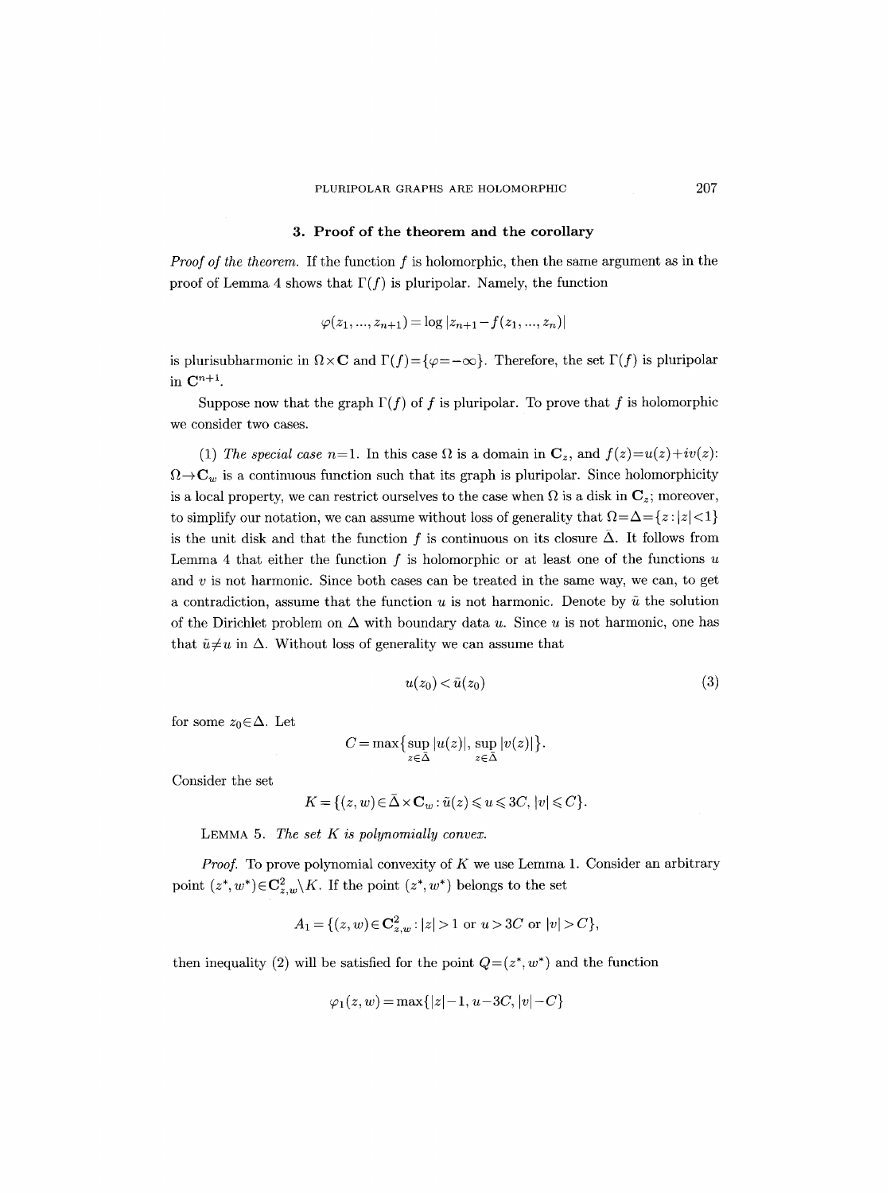## 3. Proof of the theorem and the corollary

*Proof of the theorem.* If the function $f$ is holomorphic, then the same argument as in the proof of Lemma 4 shows that $\Gamma(f)$ is pluripolar. Namely, the function

$$\varphi(z_1, ..., z_{n+1}) = \log|z_{n+1} - f(z_1, ..., z_n)|$$

is plurisubharmonic in $\Omega \times \mathbf{C}$ and $\Gamma(f) = \{\varphi = -\infty\}$. Therefore, the set $\Gamma(f)$ is pluripolar in $\mathbf{C}^{n+1}$.

Suppose now that the graph $\Gamma(f)$ of $f$ is pluripolar. To prove that $f$ is holomorphic we consider two cases.

(1) *The special case $n=1$.* In this case $\Omega$ is a domain in $\mathbf{C}_z$, and $f(z) = u(z) + iv(z)$: $\Omega \to \mathbf{C}_w$ is a continuous function such that its graph is pluripolar. Since holomorphicity is a local property, we can restrict ourselves to the case when $\Omega$ is a disk in $\mathbf{C}_z$; moreover, to simplify our notation, we can assume without loss of generality that $\Omega = \Delta = \{z : |z| < 1\}$ is the unit disk and that the function $f$ is continuous on its closure $\bar{\Delta}$. It follows from Lemma 4 that either the function $f$ is holomorphic or at least one of the functions $u$ and $v$ is not harmonic. Since both cases can be treated in the same way, we can, to get a contradiction, assume that the function $u$ is not harmonic. Denote by $\tilde{u}$ the solution of the Dirichlet problem on $\Delta$ with boundary data $u$. Since $u$ is not harmonic, one has that $\tilde{u} \neq u$ in $\Delta$. Without loss of generality we can assume that

$$u(z_0) < \tilde{u}(z_0) \tag{3}$$

for some $z_0 \in \Delta$. Let

$$C = \max\bigl\{\sup_{z \in \bar{\Delta}} |u(z)|, \sup_{z \in \bar{\Delta}} |v(z)|\bigr\}.$$

Consider the set

$$K = \{(z, w) \in \bar{\Delta} \times \mathbf{C}_w : \tilde{u}(z) \leqslant u \leqslant 3C, |v| \leqslant C\}.$$

LEMMA 5. *The set $K$ is polynomially convex.*

*Proof.* To prove polynomial convexity of $K$ we use Lemma 1. Consider an arbitrary point $(z^*, w^*) \in \mathbf{C}^2_{z,w} \setminus K$. If the point $(z^*, w^*)$ belongs to the set

$$A_1 = \{(z, w) \in \mathbf{C}^2_{z,w} : |z| > 1 \text{ or } u > 3C \text{ or } |v| > C\},$$

then inequality (2) will be satisfied for the point $Q = (z^*, w^*)$ and the function

$$\varphi_1(z, w) = \max\{|z| - 1, u - 3C, |v| - C\}$$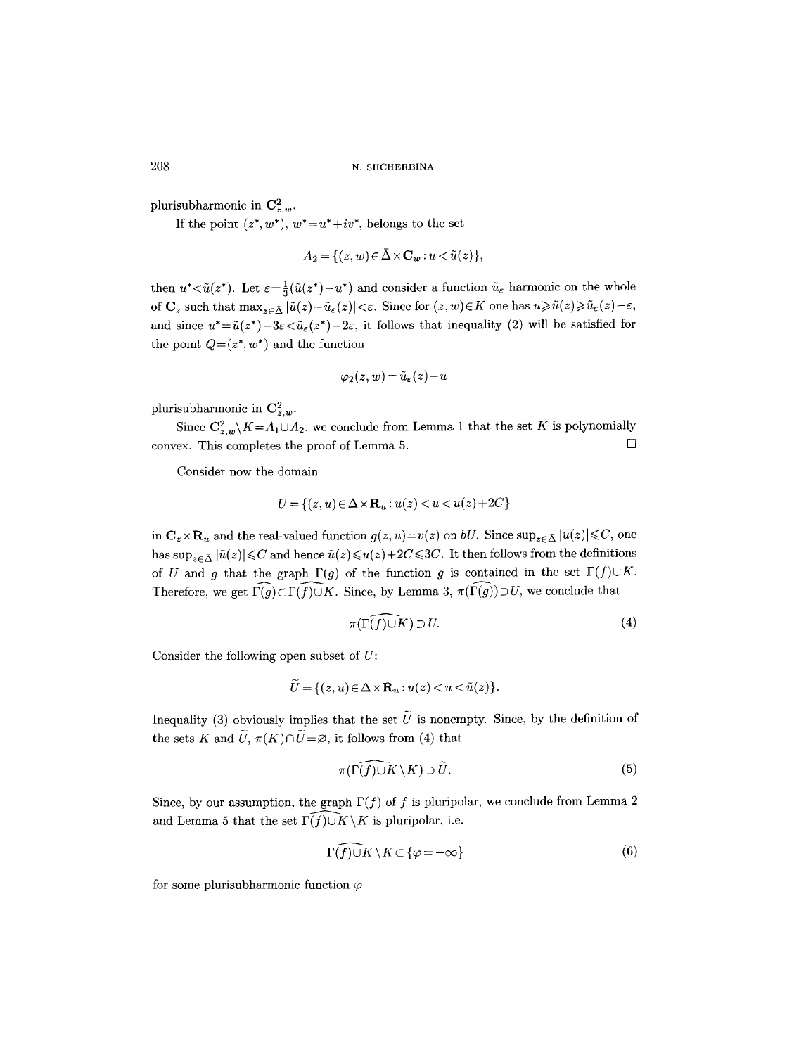plurisubharmonic in $\mathbf{C}^2_{z,w}$.

If the point $(z^*, w^*)$, $w^*=u^*+iv^*$, belongs to the set

$$A_2 = \{(z,w)\in\bar{\Delta}\times\mathbf{C}_w : u<\tilde{u}(z)\},$$

then $u^*<\tilde{u}(z^*)$. Let $\varepsilon=\frac{1}{3}(\tilde{u}(z^*)-u^*)$ and consider a function $\tilde{u}_\varepsilon$ harmonic on the whole of $\mathbf{C}_z$ such that $\max_{z\in\bar{\Delta}}|\tilde{u}(z)-\tilde{u}_\varepsilon(z)|<\varepsilon$. Since for $(z,w)\in K$ one has $u\geqslant\tilde{u}(z)\geqslant\tilde{u}_\varepsilon(z)-\varepsilon$, and since $u^*=\tilde{u}(z^*)-3\varepsilon<\tilde{u}_\varepsilon(z^*)-2\varepsilon$, it follows that inequality (2) will be satisfied for the point $Q=(z^*,w^*)$ and the function

$$\varphi_2(z,w)=\tilde{u}_\varepsilon(z)-u$$

plurisubharmonic in $\mathbf{C}^2_{z,w}$.

Since $\mathbf{C}^2_{z,w}\setminus K=A_1\cup A_2$, we conclude from Lemma 1 that the set $K$ is polynomially convex. This completes the proof of Lemma 5. $\square$

Consider now the domain

$$U=\{(z,u)\in\Delta\times\mathbf{R}_u : u(z)<u<u(z)+2C\}$$

in $\mathbf{C}_z\times\mathbf{R}_u$ and the real-valued function $g(z,u)=v(z)$ on $bU$. Since $\sup_{z\in\bar{\Delta}}|u(z)|\leqslant C$, one has $\sup_{z\in\Delta}|\tilde{u}(z)|\leqslant C$ and hence $\tilde{u}(z)\leqslant u(z)+2C\leqslant 3C$. It then follows from the definitions of $U$ and $g$ that the graph $\Gamma(g)$ of the function $g$ is contained in the set $\Gamma(f)\cup K$. Therefore, we get $\widehat{\Gamma(g)}\subset\widehat{\Gamma(f)\cup K}$. Since, by Lemma 3, $\pi(\widehat{\Gamma(g)})\supset U$, we conclude that

$$\pi(\widehat{\Gamma(f)\cup K})\supset U. \tag{4}$$

Consider the following open subset of $U$:

$$\widetilde{U}=\{(z,u)\in\Delta\times\mathbf{R}_u : u(z)<u<\tilde{u}(z)\}.$$

Inequality (3) obviously implies that the set $\widetilde{U}$ is nonempty. Since, by the definition of the sets $K$ and $\widetilde{U}$, $\pi(K)\cap\widetilde{U}=\varnothing$, it follows from (4) that

$$\pi(\widehat{\Gamma(f)\cup K}\setminus K)\supset\widetilde{U}. \tag{5}$$

Since, by our assumption, the graph $\Gamma(f)$ of $f$ is pluripolar, we conclude from Lemma 2 and Lemma 5 that the set $\widehat{\Gamma(f)\cup K}\setminus K$ is pluripolar, i.e.

$$\widehat{\Gamma(f)\cup K}\setminus K\subset\{\varphi=-\infty\} \tag{6}$$

for some plurisubharmonic function $\varphi$.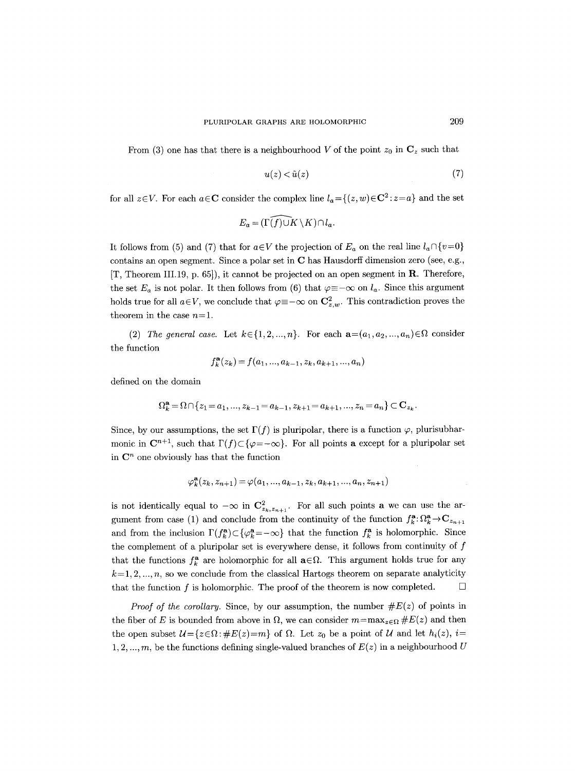From (3) one has that there is a neighbourhood $V$ of the point $z_0$ in $\mathbf{C}_z$ such that

$$u(z) < \tilde{u}(z) \tag{7}$$

for all $z \in V$. For each $a \in \mathbf{C}$ consider the complex line $l_a = \{(z,w) \in \mathbf{C}^2 : z = a\}$ and the set

$$E_a = (\widehat{\Gamma(f) \cup K} \setminus K) \cap l_a.$$

It follows from (5) and (7) that for $a \in V$ the projection of $E_a$ on the real line $l_a \cap \{v=0\}$ contains an open segment. Since a polar set in $\mathbf{C}$ has Hausdorff dimension zero (see, e.g., [T, Theorem III.19, p. 65]), it cannot be projected on an open segment in $\mathbf{R}$. Therefore, the set $E_a$ is not polar. It then follows from (6) that $\varphi \equiv -\infty$ on $l_a$. Since this argument holds true for all $a \in V$, we conclude that $\varphi \equiv -\infty$ on $\mathbf{C}^2_{z,w}$. This contradiction proves the theorem in the case $n=1$.

(2) *The general case.* Let $k \in \{1, 2, ..., n\}$. For each $\mathbf{a} = (a_1, a_2, ..., a_n) \in \Omega$ consider the function

$$f_k^{\mathbf{a}}(z_k) = f(a_1, ..., a_{k-1}, z_k, a_{k+1}, ..., a_n)$$

defined on the domain

$$\Omega_k^{\mathbf{a}} = \Omega \cap \{z_1 = a_1, ..., z_{k-1} = a_{k-1}, z_{k+1} = a_{k+1}, ..., z_n = a_n\} \subset \mathbf{C}_{z_k}.$$

Since, by our assumptions, the set $\Gamma(f)$ is pluripolar, there is a function $\varphi$, plurisubharmonic in $\mathbf{C}^{n+1}$, such that $\Gamma(f) \subset \{\varphi = -\infty\}$. For all points $\mathbf{a}$ except for a pluripolar set in $\mathbf{C}^n$ one obviously has that the function

$$\varphi_k^{\mathbf{a}}(z_k, z_{n+1}) = \varphi(a_1, ..., a_{k-1}, z_k, a_{k+1}, ..., a_n, z_{n+1})$$

is not identically equal to $-\infty$ in $\mathbf{C}^2_{z_k, z_{n+1}}$. For all such points $\mathbf{a}$ we can use the argument from case (1) and conclude from the continuity of the function $f_k^{\mathbf{a}} : \Omega_k^{\mathbf{a}} \to \mathbf{C}_{z_{n+1}}$ and from the inclusion $\Gamma(f_k^{\mathbf{a}}) \subset \{\varphi_k^{\mathbf{a}} = -\infty\}$ that the function $f_k^{\mathbf{a}}$ is holomorphic. Since the complement of a pluripolar set is everywhere dense, it follows from continuity of $f$ that the functions $f_k^{\mathbf{a}}$ are holomorphic for all $\mathbf{a} \in \Omega$. This argument holds true for any $k = 1, 2, ..., n$, so we conclude from the classical Hartogs theorem on separate analyticity that the function $f$ is holomorphic. The proof of the theorem is now completed. $\square$

*Proof of the corollary.* Since, by our assumption, the number $\#E(z)$ of points in the fiber of $E$ is bounded from above in $\Omega$, we can consider $m = \max_{z \in \Omega} \#E(z)$ and then the open subset $\mathcal{U} = \{z \in \Omega : \#E(z) = m\}$ of $\Omega$. Let $z_0$ be a point of $\mathcal{U}$ and let $h_i(z)$, $i = 1, 2, ..., m$, be the functions defining single-valued branches of $E(z)$ in a neighbourhood $U$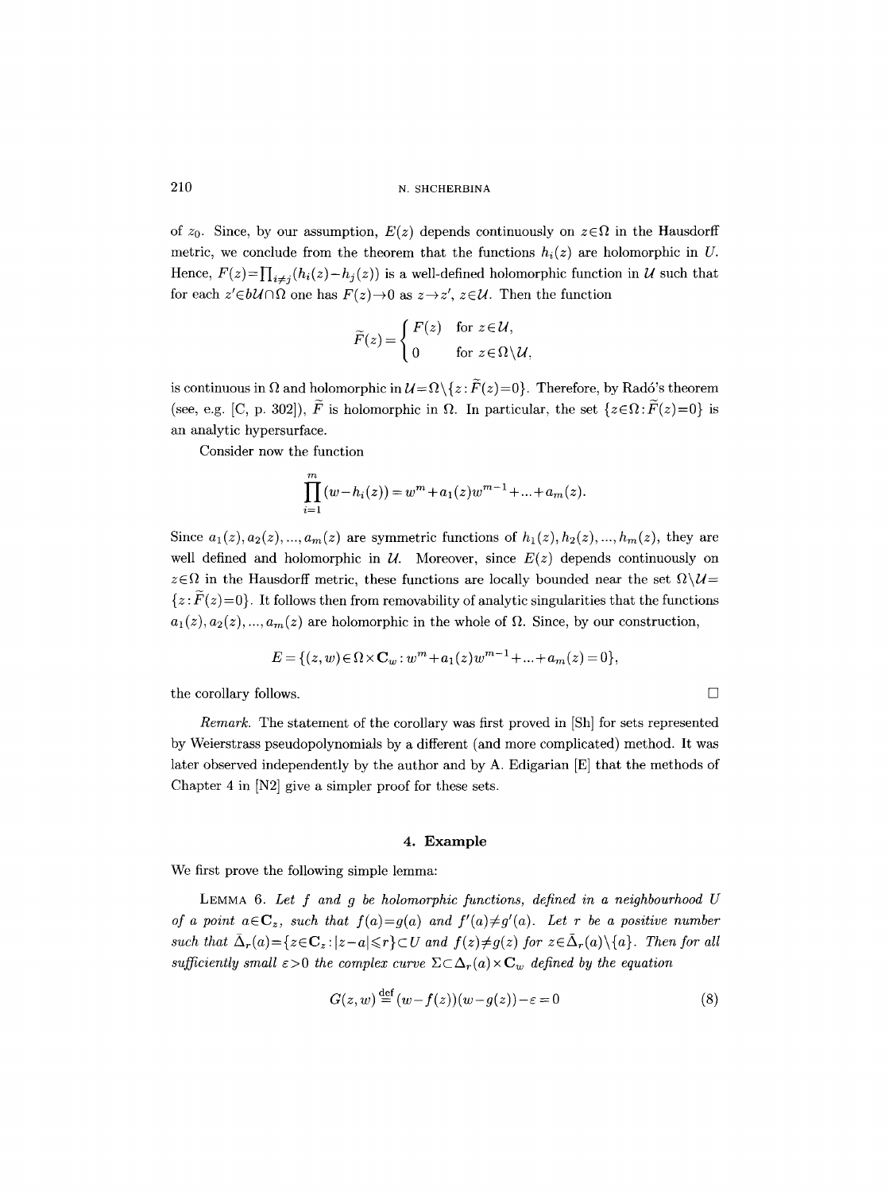of $z_0$. Since, by our assumption, $E(z)$ depends continuously on $z\in\Omega$ in the Hausdorff metric, we conclude from the theorem that the functions $h_i(z)$ are holomorphic in $U$. Hence, $F(z)=\prod_{i\neq j}(h_i(z)-h_j(z))$ is a well-defined holomorphic function in $\mathcal{U}$ such that for each $z'\in b\mathcal{U}\cap\Omega$ one has $F(z)\to 0$ as $z\to z'$, $z\in\mathcal{U}$. Then the function

$$\widetilde{F}(z)=\begin{cases} F(z) & \text{for } z\in\mathcal{U},\\ 0 & \text{for } z\in\Omega\setminus\mathcal{U},\end{cases}$$

is continuous in $\Omega$ and holomorphic in $\mathcal{U}=\Omega\setminus\{z:\widetilde{F}(z)=0\}$. Therefore, by Radó's theorem (see, e.g. [C, p. 302]), $\widetilde{F}$ is holomorphic in $\Omega$. In particular, the set $\{z\in\Omega:\widetilde{F}(z)=0\}$ is an analytic hypersurface.

Consider now the function

$$\prod_{i=1}^{m}(w-h_i(z))=w^m+a_1(z)w^{m-1}+\ldots+a_m(z).$$

Since $a_1(z),a_2(z),\ldots,a_m(z)$ are symmetric functions of $h_1(z),h_2(z),\ldots,h_m(z)$, they are well defined and holomorphic in $\mathcal{U}$. Moreover, since $E(z)$ depends continuously on $z\in\Omega$ in the Hausdorff metric, these functions are locally bounded near the set $\Omega\setminus\mathcal{U}=\{z:\widetilde{F}(z)=0\}$. It follows then from removability of analytic singularities that the functions $a_1(z),a_2(z),\ldots,a_m(z)$ are holomorphic in the whole of $\Omega$. Since, by our construction,

$$E=\{(z,w)\in\Omega\times\mathbf{C}_w:w^m+a_1(z)w^{m-1}+\ldots+a_m(z)=0\},$$

the corollary follows. □

*Remark.* The statement of the corollary was first proved in [Sh] for sets represented by Weierstrass pseudopolynomials by a different (and more complicated) method. It was later observed independently by the author and by A. Edigarian [E] that the methods of Chapter 4 in [N2] give a simpler proof for these sets.

## 4. Example

We first prove the following simple lemma:

LEMMA 6. *Let $f$ and $g$ be holomorphic functions, defined in a neighbourhood $U$ of a point $a\in\mathbf{C}_z$, such that $f(a)=g(a)$ and $f'(a)\neq g'(a)$. Let $r$ be a positive number such that $\bar{\Delta}_r(a)=\{z\in\mathbf{C}_z:|z-a|\leqslant r\}\subset U$ and $f(z)\neq g(z)$ for $z\in\bar{\Delta}_r(a)\setminus\{a\}$. Then for all sufficiently small $\varepsilon>0$ the complex curve $\Sigma\subset\Delta_r(a)\times\mathbf{C}_w$ defined by the equation*

$$G(z,w)\stackrel{\text{def}}{=}(w-f(z))(w-g(z))-\varepsilon=0 \tag{8}$$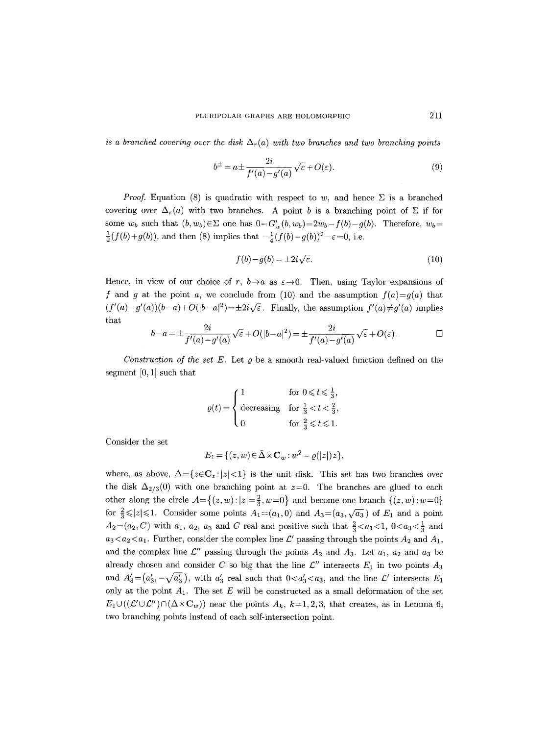*is a branched covering over the disk $\Delta_r(a)$ with two branches and two branching points*

$$b^{\pm} = a \pm \frac{2i}{f'(a)-g'(a)}\sqrt{\varepsilon}+O(\varepsilon). \tag{9}$$

*Proof.* Equation (8) is quadratic with respect to $w$, and hence $\Sigma$ is a branched covering over $\Delta_r(a)$ with two branches. A point $b$ is a branching point of $\Sigma$ if for some $w_b$ such that $(b,w_b)\in\Sigma$ one has $0=G'_w(b,w_b)=2w_b-f(b)-g(b)$. Therefore, $w_b=\frac{1}{2}(f(b)+g(b))$, and then (8) implies that $-\frac{1}{4}(f(b)-g(b))^2-\varepsilon=0$, i.e.

$$f(b)-g(b) = \pm 2i\sqrt{\varepsilon}. \tag{10}$$

Hence, in view of our choice of $r$, $b\to a$ as $\varepsilon\to 0$. Then, using Taylor expansions of $f$ and $g$ at the point $a$, we conclude from (10) and the assumption $f(a)=g(a)$ that $(f'(a)-g'(a))(b-a)+O(|b-a|^2)=\pm 2i\sqrt{\varepsilon}$. Finally, the assumption $f'(a)\neq g'(a)$ implies that

$$b-a = \pm\frac{2i}{f'(a)-g'(a)}\sqrt{\varepsilon}+O(|b-a|^2) = \pm\frac{2i}{f'(a)-g'(a)}\sqrt{\varepsilon}+O(\varepsilon). \qquad \square$$

*Construction of the set $E$.* Let $\varrho$ be a smooth real-valued function defined on the segment $[0,1]$ such that

$$\varrho(t) = \begin{cases} 1 & \text{for } 0\leqslant t\leqslant \frac{1}{3}, \\ \text{decreasing} & \text{for } \frac{1}{3}<t<\frac{2}{3}, \\ 0 & \text{for } \frac{2}{3}\leqslant t\leqslant 1. \end{cases}$$

Consider the set

$$E_1 = \{(z,w)\in\bar{\Delta}\times\mathbf{C}_w : w^2=\varrho(|z|)z\},$$

where, as above, $\Delta=\{z\in\mathbf{C}_z:|z|<1\}$ is the unit disk. This set has two branches over the disk $\Delta_{2/3}(0)$ with one branching point at $z=0$. The branches are glued to each other along the circle $\mathcal{A}=\{(z,w):|z|=\frac{2}{3}, w=0\}$ and become one branch $\{(z,w):w=0\}$ for $\frac{2}{3}\leqslant|z|\leqslant 1$. Consider some points $A_1=(a_1,0)$ and $A_3=(a_3,\sqrt{a_3})$ of $E_1$ and a point $A_2=(a_2,C)$ with $a_1$, $a_2$, $a_3$ and $C$ real and positive such that $\frac{2}{3}<a_1<1$, $0<a_3<\frac{1}{3}$ and $a_3<a_2<a_1$. Further, consider the complex line $\mathcal{L}'$ passing through the points $A_2$ and $A_1$, and the complex line $\mathcal{L}''$ passing through the points $A_2$ and $A_3$. Let $a_1$, $a_2$ and $a_3$ be already chosen and consider $C$ so big that the line $\mathcal{L}''$ intersects $E_1$ in two points $A_3$ and $A_3'=(a_3',-\sqrt{a_3'})$, with $a_3'$ real such that $0<a_3'<a_3$, and the line $\mathcal{L}'$ intersects $E_1$ only at the point $A_1$. The set $E$ will be constructed as a small deformation of the set $E_1\cup((\mathcal{L}'\cup\mathcal{L}'')\cap(\bar{\Delta}\times\mathbf{C}_w))$ near the points $A_k$, $k=1,2,3$, that creates, as in Lemma 6, two branching points instead of each self-intersection point.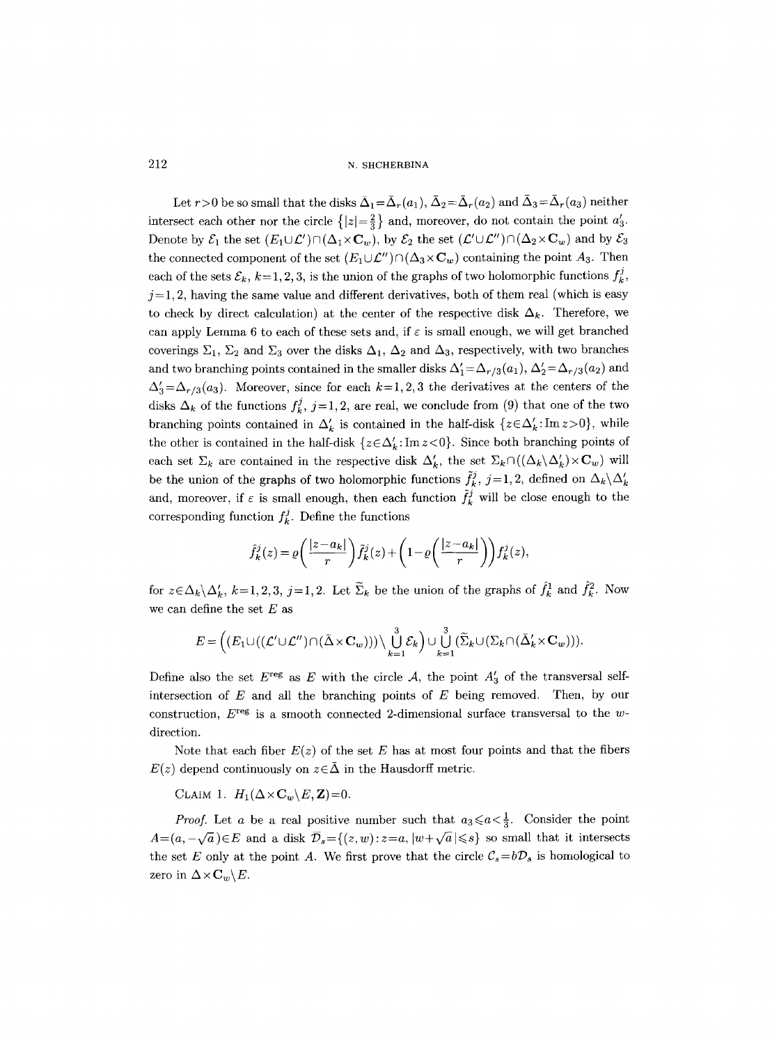Let $r>0$ be so small that the disks $\bar{\Delta}_1=\bar{\Delta}_r(a_1)$, $\bar{\Delta}_2=\bar{\Delta}_r(a_2)$ and $\bar{\Delta}_3=\bar{\Delta}_r(a_3)$ neither intersect each other nor the circle $\{|z|=\frac{2}{3}\}$ and, moreover, do not contain the point $a_3'$. Denote by $\mathcal{E}_1$ the set $(E_1\cup\mathcal{L}')\cap(\Delta_1\times\mathbf{C}_w)$, by $\mathcal{E}_2$ the set $(\mathcal{L}'\cup\mathcal{L}'')\cap(\Delta_2\times\mathbf{C}_w)$ and by $\mathcal{E}_3$ the connected component of the set $(E_1\cup\mathcal{L}'')\cap(\Delta_3\times\mathbf{C}_w)$ containing the point $A_3$. Then each of the sets $\mathcal{E}_k$, $k=1,2,3$, is the union of the graphs of two holomorphic functions $f_k^j$, $j=1,2$, having the same value and different derivatives, both of them real (which is easy to check by direct calculation) at the center of the respective disk $\Delta_k$. Therefore, we can apply Lemma 6 to each of these sets and, if $\varepsilon$ is small enough, we will get branched coverings $\Sigma_1$, $\Sigma_2$ and $\Sigma_3$ over the disks $\Delta_1$, $\Delta_2$ and $\Delta_3$, respectively, with two branches and two branching points contained in the smaller disks $\Delta_1'=\Delta_{r/3}(a_1)$, $\Delta_2'=\Delta_{r/3}(a_2)$ and $\Delta_3'=\Delta_{r/3}(a_3)$. Moreover, since for each $k=1,2,3$ the derivatives at the centers of the disks $\Delta_k$ of the functions $f_k^j$, $j=1,2$, are real, we conclude from (9) that one of the two branching points contained in $\Delta_k'$ is contained in the half-disk $\{z\in\Delta_k':\operatorname{Im} z>0\}$, while the other is contained in the half-disk $\{z\in\Delta_k':\operatorname{Im} z<0\}$. Since both branching points of each set $\Sigma_k$ are contained in the respective disk $\Delta_k'$, the set $\Sigma_k\cap((\Delta_k\setminus\Delta_k')\times\mathbf{C}_w)$ will be the union of the graphs of two holomorphic functions $\tilde{f}_k^j$, $j=1,2$, defined on $\Delta_k\setminus\Delta_k'$ and, moreover, if $\varepsilon$ is small enough, then each function $\tilde{f}_k^j$ will be close enough to the corresponding function $f_k^j$. Define the functions

$$\hat{f}_k^j(z)=\varrho\left(\frac{|z-a_k|}{r}\right)\tilde{f}_k^j(z)+\left(1-\varrho\left(\frac{|z-a_k|}{r}\right)\right)f_k^j(z),$$

for $z\in\Delta_k\setminus\Delta_k'$, $k=1,2,3$, $j=1,2$. Let $\widetilde{\Sigma}_k$ be the union of the graphs of $\hat{f}_k^1$ and $\hat{f}_k^2$. Now we can define the set $E$ as

$$E=\left((E_1\cup((\mathcal{L}'\cup\mathcal{L}'')\cap(\bar{\Delta}\times\mathbf{C}_w)))\setminus\bigcup_{k=1}^{3}\mathcal{E}_k\right)\cup\bigcup_{k=1}^{3}(\widetilde{\Sigma}_k\cup(\Sigma_k\cap(\bar{\Delta}_k'\times\mathbf{C}_w))).$$

Define also the set $E^{\text{reg}}$ as $E$ with the circle $\mathcal{A}$, the point $A_3'$ of the transversal self-intersection of $E$ and all the branching points of $E$ being removed. Then, by our construction, $E^{\text{reg}}$ is a smooth connected 2-dimensional surface transversal to the $w$-direction.

Note that each fiber $E(z)$ of the set $E$ has at most four points and that the fibers $E(z)$ depend continuously on $z\in\bar{\Delta}$ in the Hausdorff metric.

CLAIM 1. $H_1(\Delta\times\mathbf{C}_w\setminus E,\mathbf{Z})=0$.

*Proof.* Let $a$ be a real positive number such that $a_3\leqslant a<\frac{1}{3}$. Consider the point $A=(a,-\sqrt{a})\in E$ and a disk $\mathcal{D}_s=\{(z,w):z=a,\ |w+\sqrt{a}\,|\leqslant s\}$ so small that it intersects the set $E$ only at the point $A$. We first prove that the circle $\mathcal{C}_s=b\mathcal{D}_s$ is homological to zero in $\Delta\times\mathbf{C}_w\setminus E$.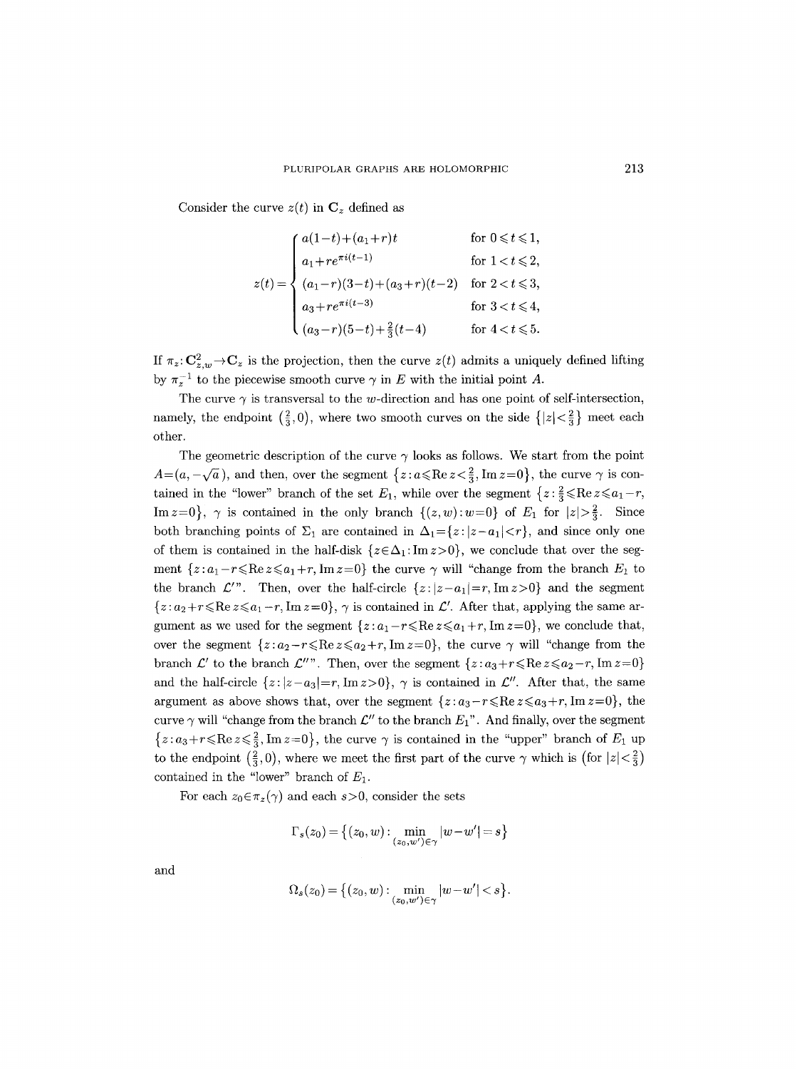Consider the curve $z(t)$ in $\mathbf{C}_z$ defined as

$$z(t)=\begin{cases} a(1-t)+(a_1+r)t & \text{for } 0\leqslant t\leqslant 1,\\ a_1+re^{\pi i(t-1)} & \text{for } 1<t\leqslant 2,\\ (a_1-r)(3-t)+(a_3+r)(t-2) & \text{for } 2<t\leqslant 3,\\ a_3+re^{\pi i(t-3)} & \text{for } 3<t\leqslant 4,\\ (a_3-r)(5-t)+\frac{2}{3}(t-4) & \text{for } 4<t\leqslant 5.\end{cases}$$

If $\pi_z\colon \mathbf{C}^2_{z,w}\to\mathbf{C}_z$ is the projection, then the curve $z(t)$ admits a uniquely defined lifting by $\pi_z^{-1}$ to the piecewise smooth curve $\gamma$ in $E$ with the initial point $A$.

The curve $\gamma$ is transversal to the $w$-direction and has one point of self-intersection, namely, the endpoint $\left(\frac{2}{3},0\right)$, where two smooth curves on the side $\{|z|<\frac{2}{3}\}$ meet each other.

The geometric description of the curve $\gamma$ looks as follows. We start from the point $A=(a,-\sqrt{a})$, and then, over the segment $\{z: a\leqslant \operatorname{Re} z<\frac{2}{3}, \operatorname{Im} z=0\}$, the curve $\gamma$ is contained in the "lower" branch of the set $E_1$, while over the segment $\{z:\frac{2}{3}\leqslant \operatorname{Re} z\leqslant a_1-r, \operatorname{Im} z=0\}$, $\gamma$ is contained in the only branch $\{(z,w): w=0\}$ of $E_1$ for $|z|>\frac{2}{3}$. Since both branching points of $\Sigma_1$ are contained in $\Delta_1=\{z:|z-a_1|<r\}$, and since only one of them is contained in the half-disk $\{z\in\Delta_1:\operatorname{Im} z>0\}$, we conclude that over the segment $\{z: a_1-r\leqslant \operatorname{Re} z\leqslant a_1+r, \operatorname{Im} z=0\}$ the curve $\gamma$ will "change from the branch $E_1$ to the branch $\mathcal{L}'$". Then, over the half-circle $\{z:|z-a_1|=r, \operatorname{Im} z>0\}$ and the segment $\{z: a_2+r\leqslant \operatorname{Re} z\leqslant a_1-r, \operatorname{Im} z=0\}$, $\gamma$ is contained in $\mathcal{L}'$. After that, applying the same argument as we used for the segment $\{z: a_1-r\leqslant \operatorname{Re} z\leqslant a_1+r, \operatorname{Im} z=0\}$, we conclude that, over the segment $\{z: a_2-r\leqslant \operatorname{Re} z\leqslant a_2+r, \operatorname{Im} z=0\}$, the curve $\gamma$ will "change from the branch $\mathcal{L}'$ to the branch $\mathcal{L}''$". Then, over the segment $\{z: a_3+r\leqslant \operatorname{Re} z\leqslant a_2-r, \operatorname{Im} z=0\}$ and the half-circle $\{z:|z-a_3|=r, \operatorname{Im} z>0\}$, $\gamma$ is contained in $\mathcal{L}''$. After that, the same argument as above shows that, over the segment $\{z: a_3-r\leqslant \operatorname{Re} z\leqslant a_3+r, \operatorname{Im} z=0\}$, the curve $\gamma$ will "change from the branch $\mathcal{L}''$ to the branch $E_1$". And finally, over the segment $\{z: a_3+r\leqslant \operatorname{Re} z\leqslant \frac{2}{3}, \operatorname{Im} z=0\}$, the curve $\gamma$ is contained in the "upper" branch of $E_1$ up to the endpoint $\left(\frac{2}{3},0\right)$, where we meet the first part of the curve $\gamma$ which is $\left(\text{for } |z|<\frac{2}{3}\right)$ contained in the "lower" branch of $E_1$.

For each $z_0\in\pi_z(\gamma)$ and each $s>0$, consider the sets

$$\Gamma_s(z_0)=\bigl\{(z_0,w): \min_{(z_0,w')\in\gamma} |w-w'|=s\bigr\}$$

and

$$\Omega_s(z_0)=\bigl\{(z_0,w): \min_{(z_0,w')\in\gamma} |w-w'|<s\bigr\}.$$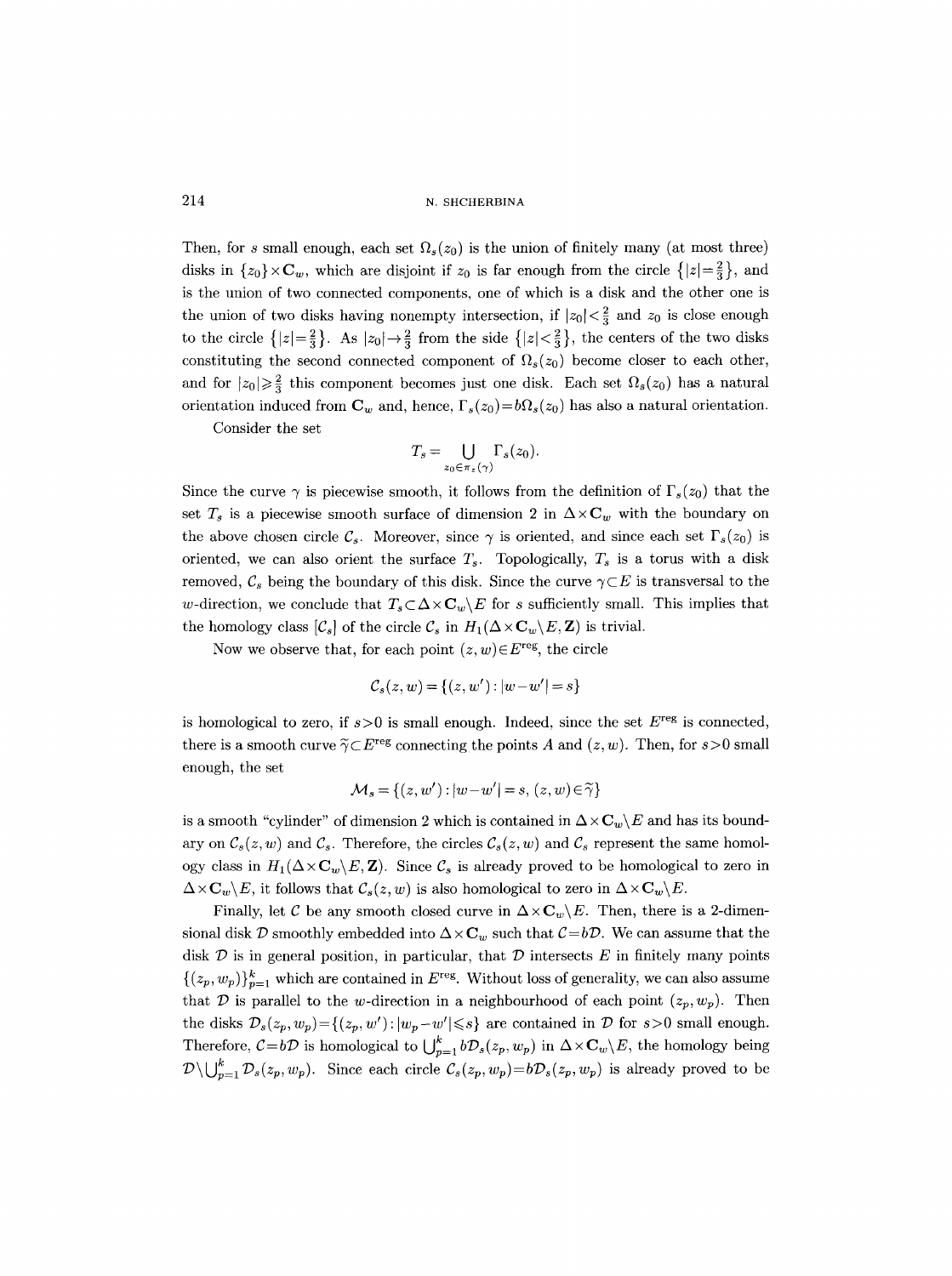Then, for $s$ small enough, each set $\Omega_s(z_0)$ is the union of finitely many (at most three) disks in $\{z_0\}\times\mathbf{C}_w$, which are disjoint if $z_0$ is far enough from the circle $\{|z|=\frac{2}{3}\}$, and is the union of two connected components, one of which is a disk and the other one is the union of two disks having nonempty intersection, if $|z_0|<\frac{2}{3}$ and $z_0$ is close enough to the circle $\{|z|=\frac{2}{3}\}$. As $|z_0|\to\frac{2}{3}$ from the side $\{|z|<\frac{2}{3}\}$, the centers of the two disks constituting the second connected component of $\Omega_s(z_0)$ become closer to each other, and for $|z_0|\geqslant\frac{2}{3}$ this component becomes just one disk. Each set $\Omega_s(z_0)$ has a natural orientation induced from $\mathbf{C}_w$ and, hence, $\Gamma_s(z_0)=b\Omega_s(z_0)$ has also a natural orientation.

Consider the set

$$T_s=\bigcup_{z_0\in\pi_z(\gamma)}\Gamma_s(z_0).$$

Since the curve $\gamma$ is piecewise smooth, it follows from the definition of $\Gamma_s(z_0)$ that the set $T_s$ is a piecewise smooth surface of dimension 2 in $\Delta\times\mathbf{C}_w$ with the boundary on the above chosen circle $\mathcal{C}_s$. Moreover, since $\gamma$ is oriented, and since each set $\Gamma_s(z_0)$ is oriented, we can also orient the surface $T_s$. Topologically, $T_s$ is a torus with a disk removed, $\mathcal{C}_s$ being the boundary of this disk. Since the curve $\gamma\subset E$ is transversal to the $w$-direction, we conclude that $T_s\subset\Delta\times\mathbf{C}_w\backslash E$ for $s$ sufficiently small. This implies that the homology class $[\mathcal{C}_s]$ of the circle $\mathcal{C}_s$ in $H_1(\Delta\times\mathbf{C}_w\backslash E,\mathbf{Z})$ is trivial.

Now we observe that, for each point $(z,w)\in E^{\mathrm{reg}}$, the circle

$$\mathcal{C}_s(z,w)=\{(z,w'):|w-w'|=s\}$$

is homological to zero, if $s>0$ is small enough. Indeed, since the set $E^{\mathrm{reg}}$ is connected, there is a smooth curve $\tilde{\gamma}\subset E^{\mathrm{reg}}$ connecting the points $A$ and $(z,w)$. Then, for $s>0$ small enough, the set

$$\mathcal{M}_s=\{(z,w'):|w-w'|=s,\ (z,w)\in\tilde{\gamma}\}$$

is a smooth "cylinder" of dimension 2 which is contained in $\Delta\times\mathbf{C}_w\backslash E$ and has its boundary on $\mathcal{C}_s(z,w)$ and $\mathcal{C}_s$. Therefore, the circles $\mathcal{C}_s(z,w)$ and $\mathcal{C}_s$ represent the same homology class in $H_1(\Delta\times\mathbf{C}_w\backslash E,\mathbf{Z})$. Since $\mathcal{C}_s$ is already proved to be homological to zero in $\Delta\times\mathbf{C}_w\backslash E$, it follows that $\mathcal{C}_s(z,w)$ is also homological to zero in $\Delta\times\mathbf{C}_w\backslash E$.

Finally, let $\mathcal{C}$ be any smooth closed curve in $\Delta\times\mathbf{C}_w\backslash E$. Then, there is a 2-dimensional disk $\mathcal{D}$ smoothly embedded into $\Delta\times\mathbf{C}_w$ such that $\mathcal{C}=b\mathcal{D}$. We can assume that the disk $\mathcal{D}$ is in general position, in particular, that $\mathcal{D}$ intersects $E$ in finitely many points $\{(z_p,w_p)\}_{p=1}^k$ which are contained in $E^{\mathrm{reg}}$. Without loss of generality, we can also assume that $\mathcal{D}$ is parallel to the $w$-direction in a neighbourhood of each point $(z_p,w_p)$. Then the disks $\mathcal{D}_s(z_p,w_p)=\{(z_p,w'):|w_p-w'|\leqslant s\}$ are contained in $\mathcal{D}$ for $s>0$ small enough. Therefore, $\mathcal{C}=b\mathcal{D}$ is homological to $\bigcup_{p=1}^k b\mathcal{D}_s(z_p,w_p)$ in $\Delta\times\mathbf{C}_w\backslash E$, the homology being $\mathcal{D}\backslash\bigcup_{p=1}^k\mathcal{D}_s(z_p,w_p)$. Since each circle $\mathcal{C}_s(z_p,w_p)=b\mathcal{D}_s(z_p,w_p)$ is already proved to be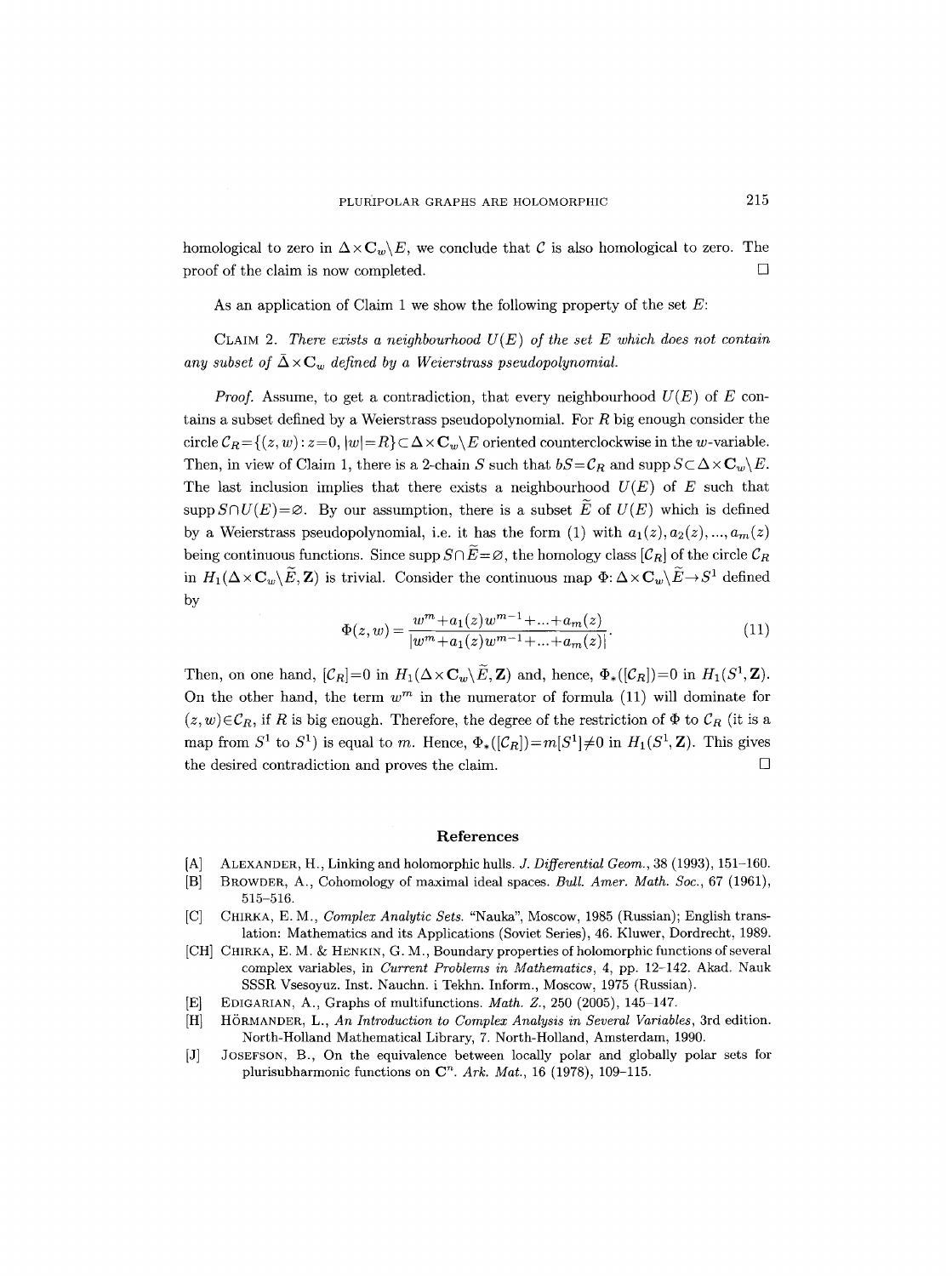homological to zero in $\Delta\times\mathbf{C}_w\setminus E$, we conclude that $\mathcal{C}$ is also homological to zero. The proof of the claim is now completed. □

As an application of Claim 1 we show the following property of the set $E$:

Claim 2. *There exists a neighbourhood $U(E)$ of the set $E$ which does not contain any subset of $\bar{\Delta}\times\mathbf{C}_w$ defined by a Weierstrass pseudopolynomial.*

*Proof.* Assume, to get a contradiction, that every neighbourhood $U(E)$ of $E$ contains a subset defined by a Weierstrass pseudopolynomial. For $R$ big enough consider the circle $\mathcal{C}_R=\{(z,w):z=0, |w|=R\}\subset\Delta\times\mathbf{C}_w\setminus E$ oriented counterclockwise in the $w$-variable. Then, in view of Claim 1, there is a 2-chain $S$ such that $bS=\mathcal{C}_R$ and $\operatorname{supp} S\subset\Delta\times\mathbf{C}_w\setminus E$. The last inclusion implies that there exists a neighbourhood $U(E)$ of $E$ such that $\operatorname{supp} S\cap U(E)=\varnothing$. By our assumption, there is a subset $\widetilde{E}$ of $U(E)$ which is defined by a Weierstrass pseudopolynomial, i.e. it has the form (1) with $a_1(z), a_2(z), ..., a_m(z)$ being continuous functions. Since $\operatorname{supp} S\cap\widetilde{E}=\varnothing$, the homology class $[\mathcal{C}_R]$ of the circle $\mathcal{C}_R$ in $H_1(\Delta\times\mathbf{C}_w\setminus\widetilde{E},\mathbf{Z})$ is trivial. Consider the continuous map $\Phi:\Delta\times\mathbf{C}_w\setminus\widetilde{E}\to S^1$ defined by

$$\Phi(z,w)=\frac{w^m+a_1(z)w^{m-1}+...+a_m(z)}{|w^m+a_1(z)w^{m-1}+...+a_m(z)|}. \tag{11}$$

Then, on one hand, $[\mathcal{C}_R]=0$ in $H_1(\Delta\times\mathbf{C}_w\setminus\widetilde{E},\mathbf{Z})$ and, hence, $\Phi_*([\mathcal{C}_R])=0$ in $H_1(S^1,\mathbf{Z})$. On the other hand, the term $w^m$ in the numerator of formula (11) will dominate for $(z,w)\in\mathcal{C}_R$, if $R$ is big enough. Therefore, the degree of the restriction of $\Phi$ to $\mathcal{C}_R$ (it is a map from $S^1$ to $S^1$) is equal to $m$. Hence, $\Phi_*([\mathcal{C}_R])=m[S^1]\neq 0$ in $H_1(S^1,\mathbf{Z})$. This gives the desired contradiction and proves the claim. □

## References

[A] Alexander, H., Linking and holomorphic hulls. *J. Differential Geom.*, 38 (1993), 151–160.

[B] Browder, A., Cohomology of maximal ideal spaces. *Bull. Amer. Math. Soc.*, 67 (1961), 515–516.

[C] Chirka, E. M., *Complex Analytic Sets.* "Nauka", Moscow, 1985 (Russian); English translation: Mathematics and its Applications (Soviet Series), 46. Kluwer, Dordrecht, 1989.

[CH] Chirka, E. M. & Henkin, G. M., Boundary properties of holomorphic functions of several complex variables, in *Current Problems in Mathematics*, 4, pp. 12–142. Akad. Nauk SSSR Vsesoyuz. Inst. Nauchn. i Tekhn. Inform., Moscow, 1975 (Russian).

[E] Edigarian, A., Graphs of multifunctions. *Math. Z.*, 250 (2005), 145–147.

[H] Hörmander, L., *An Introduction to Complex Analysis in Several Variables*, 3rd edition. North-Holland Mathematical Library, 7. North-Holland, Amsterdam, 1990.

[J] Josefson, B., On the equivalence between locally polar and globally polar sets for plurisubharmonic functions on $\mathbf{C}^n$. *Ark. Mat.*, 16 (1978), 109–115.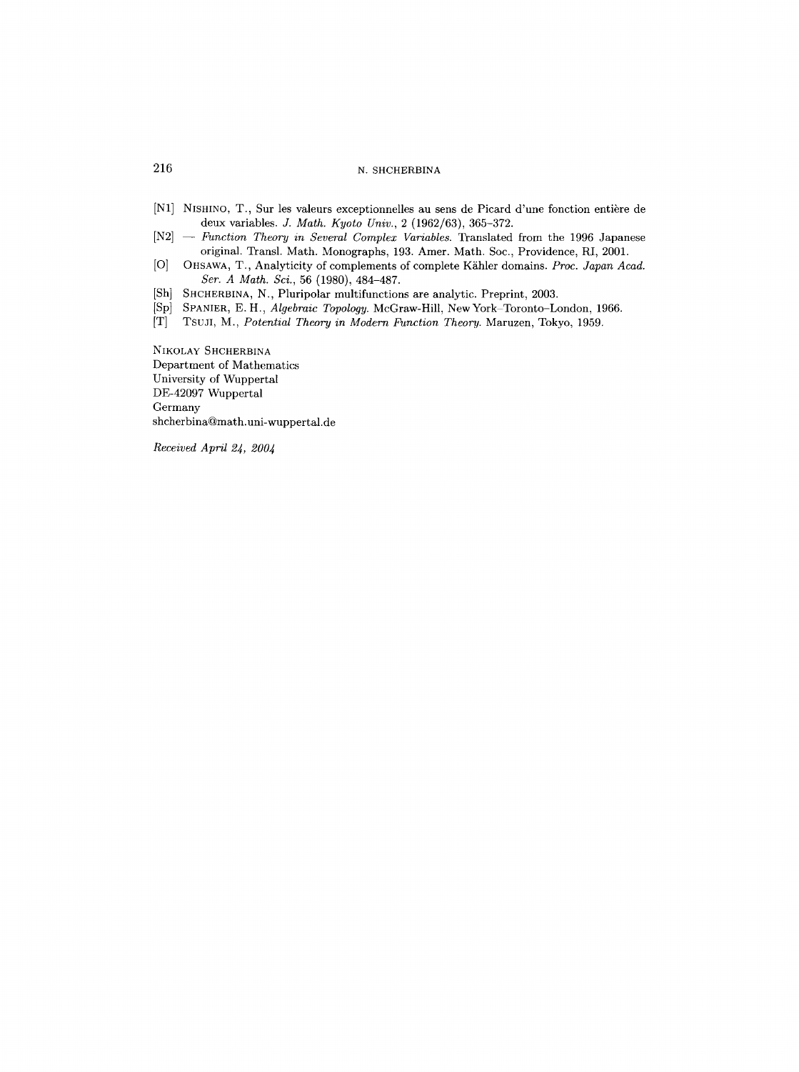[N1] Nishino, T., Sur les valeurs exceptionnelles au sens de Picard d'une fonction entière de deux variables. *J. Math. Kyoto Univ.*, 2 (1962/63), 365–372.

[N2] — *Function Theory in Several Complex Variables.* Translated from the 1996 Japanese original. Transl. Math. Monographs, 193. Amer. Math. Soc., Providence, RI, 2001.

[O] Ohsawa, T., Analyticity of complements of complete Kähler domains. *Proc. Japan Acad. Ser. A Math. Sci.*, 56 (1980), 484–487.

[Sh] Shcherbina, N., Pluripolar multifunctions are analytic. Preprint, 2003.

[Sp] Spanier, E. H., *Algebraic Topology.* McGraw-Hill, New York–Toronto–London, 1966.

[T] Tsuji, M., *Potential Theory in Modern Function Theory.* Maruzen, Tokyo, 1959.

Nikolay Shcherbina
Department of Mathematics
University of Wuppertal
DE-42097 Wuppertal
Germany
shcherbina@math.uni-wuppertal.de

*Received April 24, 2004*